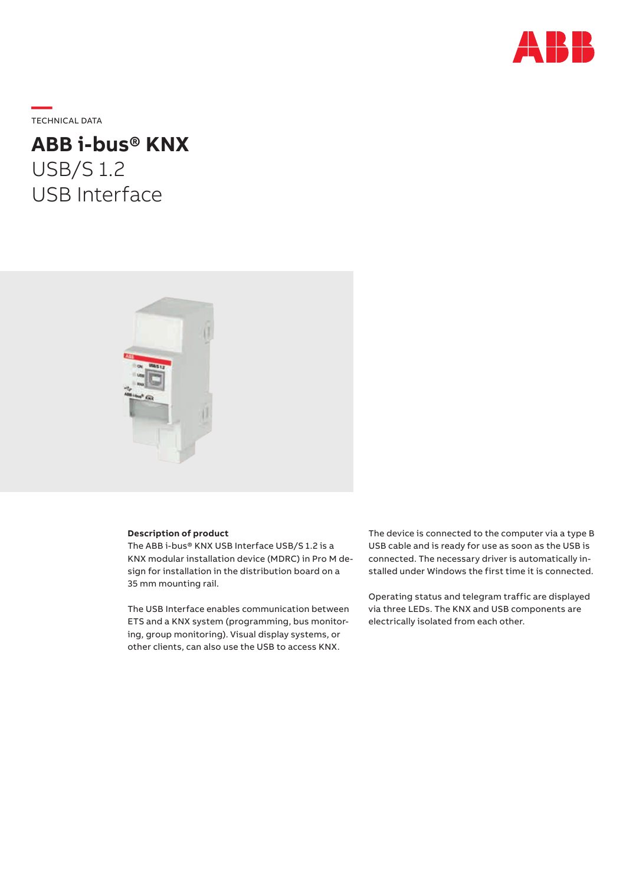TECHNICAL DATA

# ABB i-bus® KNX

## USB/S 1.2
## USB Interface

**Description of product**

The ABB i-bus® KNX USB Interface USB/S 1.2 is a KNX modular installation device (MDRC) in Pro M design for installation in the distribution board on a 35 mm mounting rail.

The USB Interface enables communication between ETS and a KNX system (programming, bus monitoring, group monitoring). Visual display systems, or other clients, can also use the USB to access KNX.

The device is connected to the computer via a type B USB cable and is ready for use as soon as the USB is connected. The necessary driver is automatically installed under Windows the first time it is connected.

Operating status and telegram traffic are displayed via three LEDs. The KNX and USB components are electrically isolated from each other.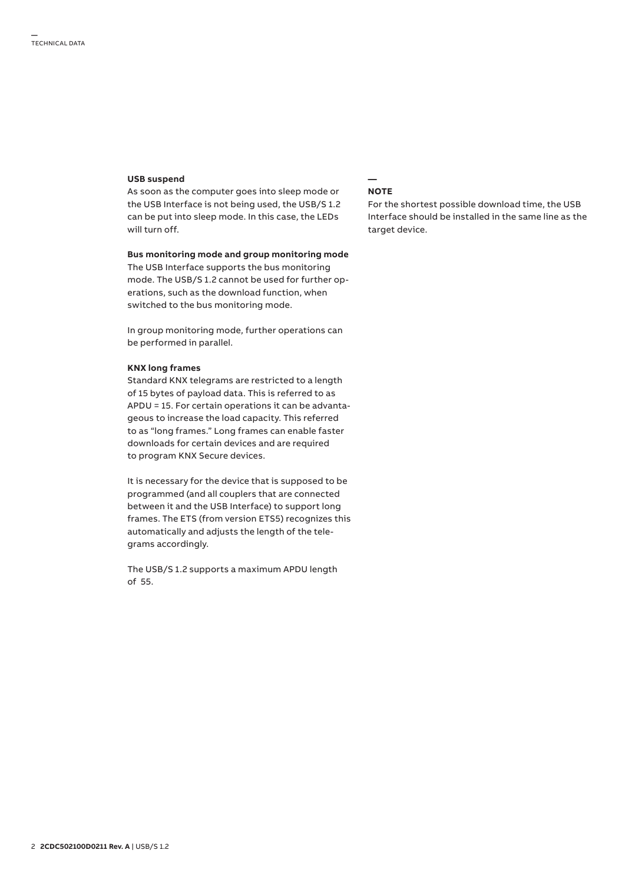### USB suspend

As soon as the computer goes into sleep mode or the USB Interface is not being used, the USB/S 1.2 can be put into sleep mode. In this case, the LEDs will turn off.

### Bus monitoring mode and group monitoring mode

The USB Interface supports the bus monitoring mode. The USB/S 1.2 cannot be used for further operations, such as the download function, when switched to the bus monitoring mode.

In group monitoring mode, further operations can be performed in parallel.

### KNX long frames

Standard KNX telegrams are restricted to a length of 15 bytes of payload data. This is referred to as APDU = 15. For certain operations it can be advantageous to increase the load capacity. This referred to as "long frames." Long frames can enable faster downloads for certain devices and are required to program KNX Secure devices.

It is necessary for the device that is supposed to be programmed (and all couplers that are connected between it and the USB Interface) to support long frames. The ETS (from version ETS5) recognizes this automatically and adjusts the length of the telegrams accordingly.

The USB/S 1.2 supports a maximum APDU length of 55.

—

**NOTE**

For the shortest possible download time, the USB Interface should be installed in the same line as the target device.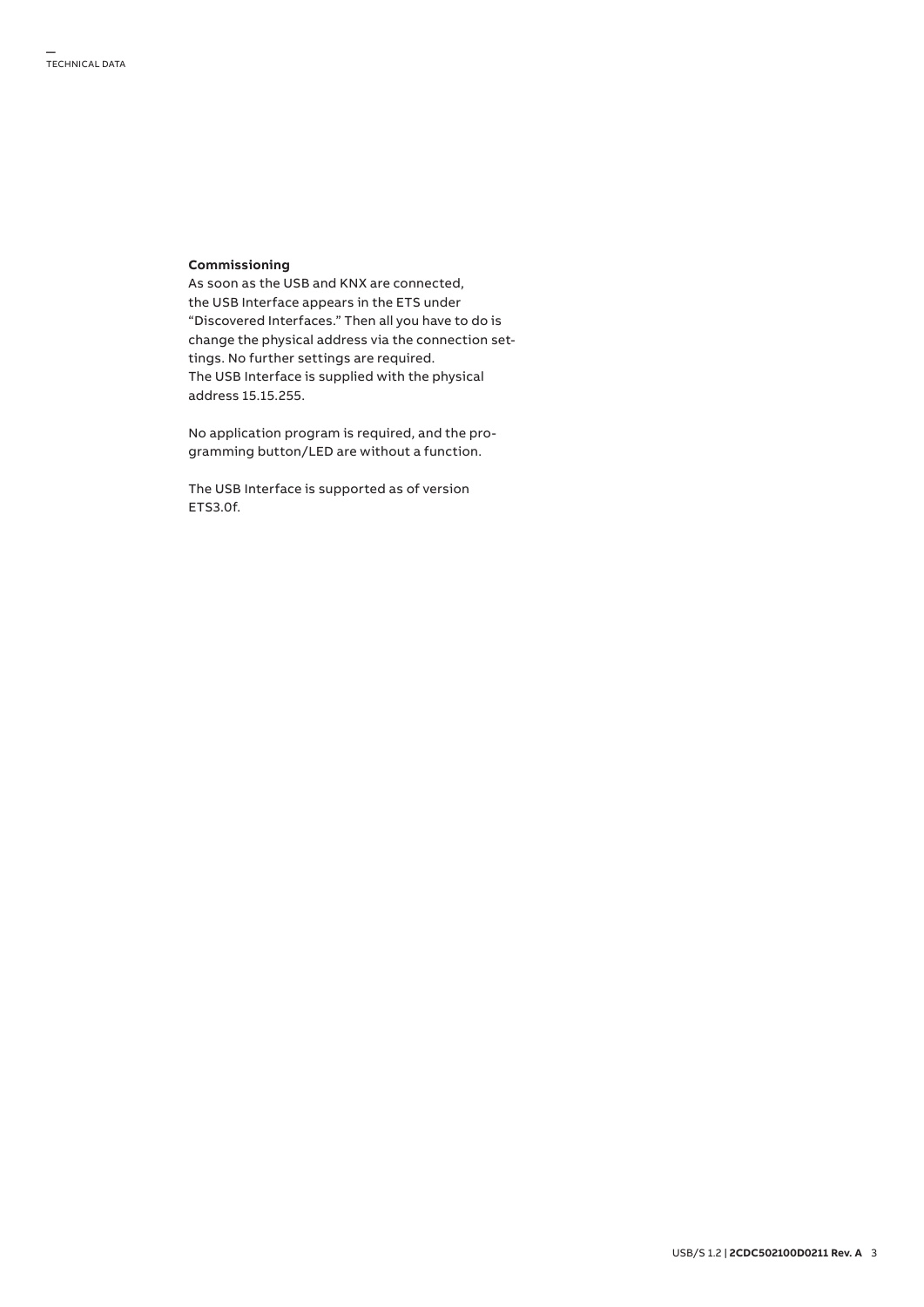**Commissioning**

As soon as the USB and KNX are connected, the USB Interface appears in the ETS under "Discovered Interfaces." Then all you have to do is change the physical address via the connection settings. No further settings are required.
The USB Interface is supplied with the physical address 15.15.255.

No application program is required, and the programming button/LED are without a function.

The USB Interface is supported as of version ETS3.0f.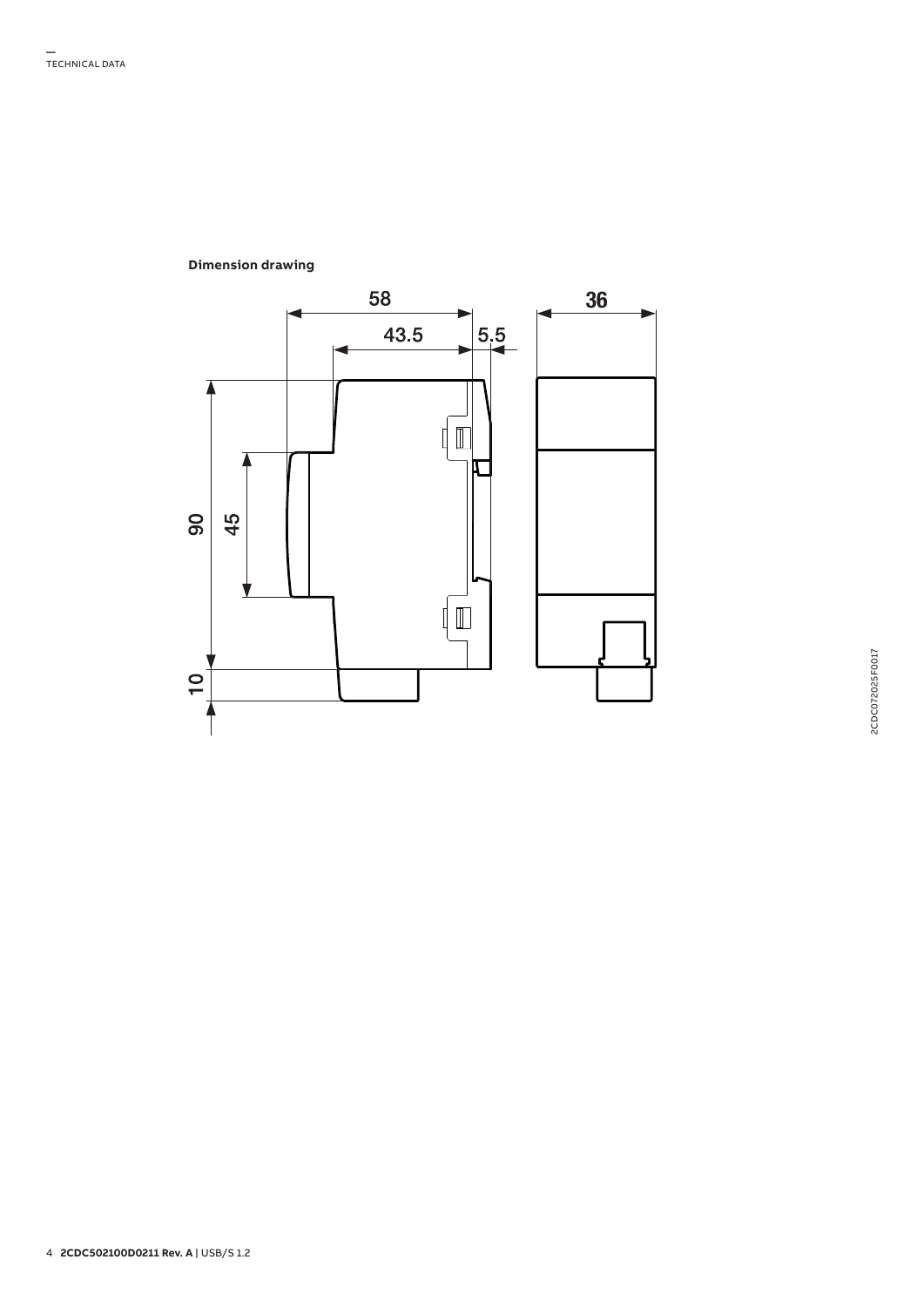**Dimension drawing**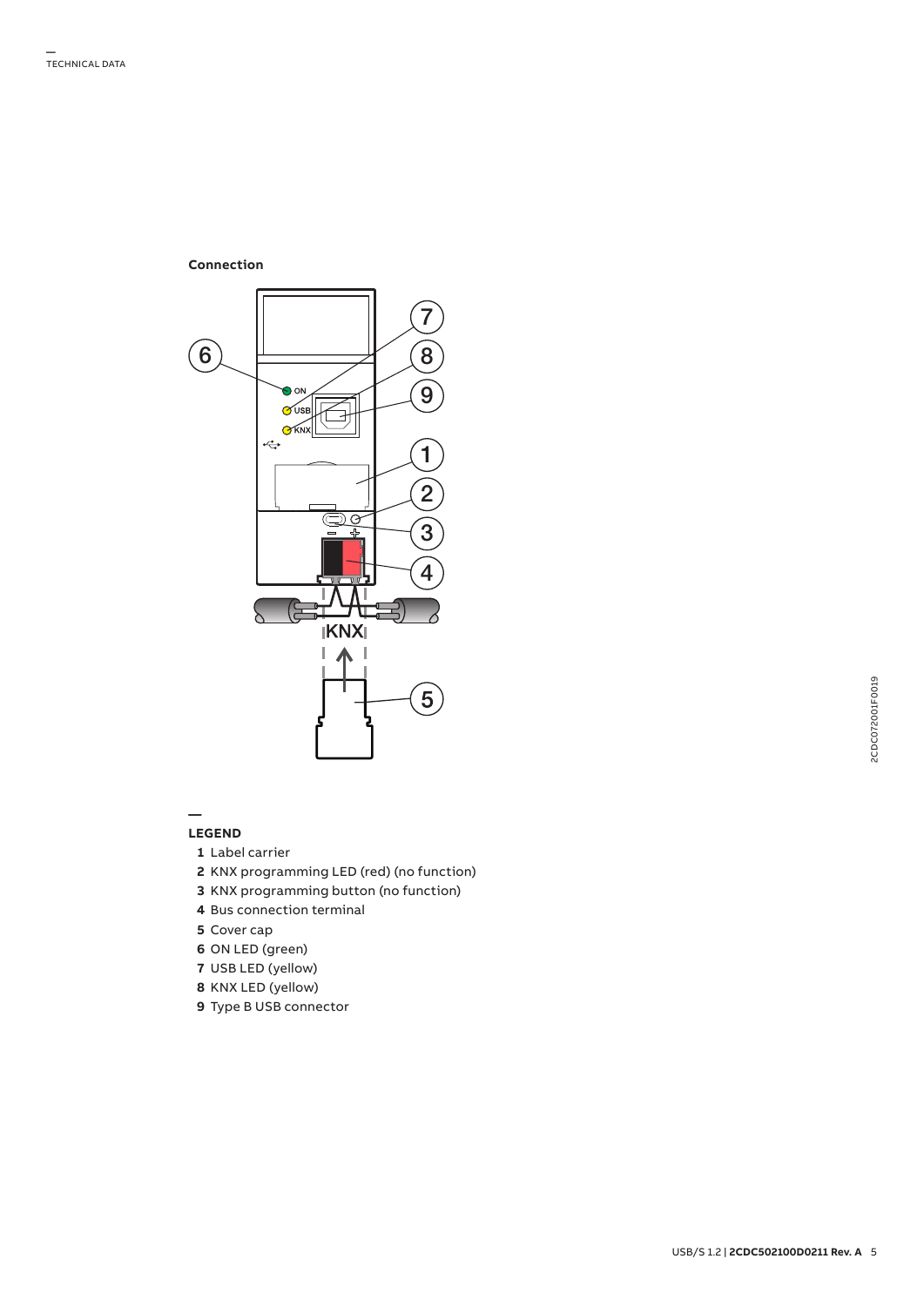**Connection**

**LEGEND**

**1** Label carrier
**2** KNX programming LED (red) (no function)
**3** KNX programming button (no function)
**4** Bus connection terminal
**5** Cover cap
**6** ON LED (green)
**7** USB LED (yellow)
**8** KNX LED (yellow)
**9** Type B USB connector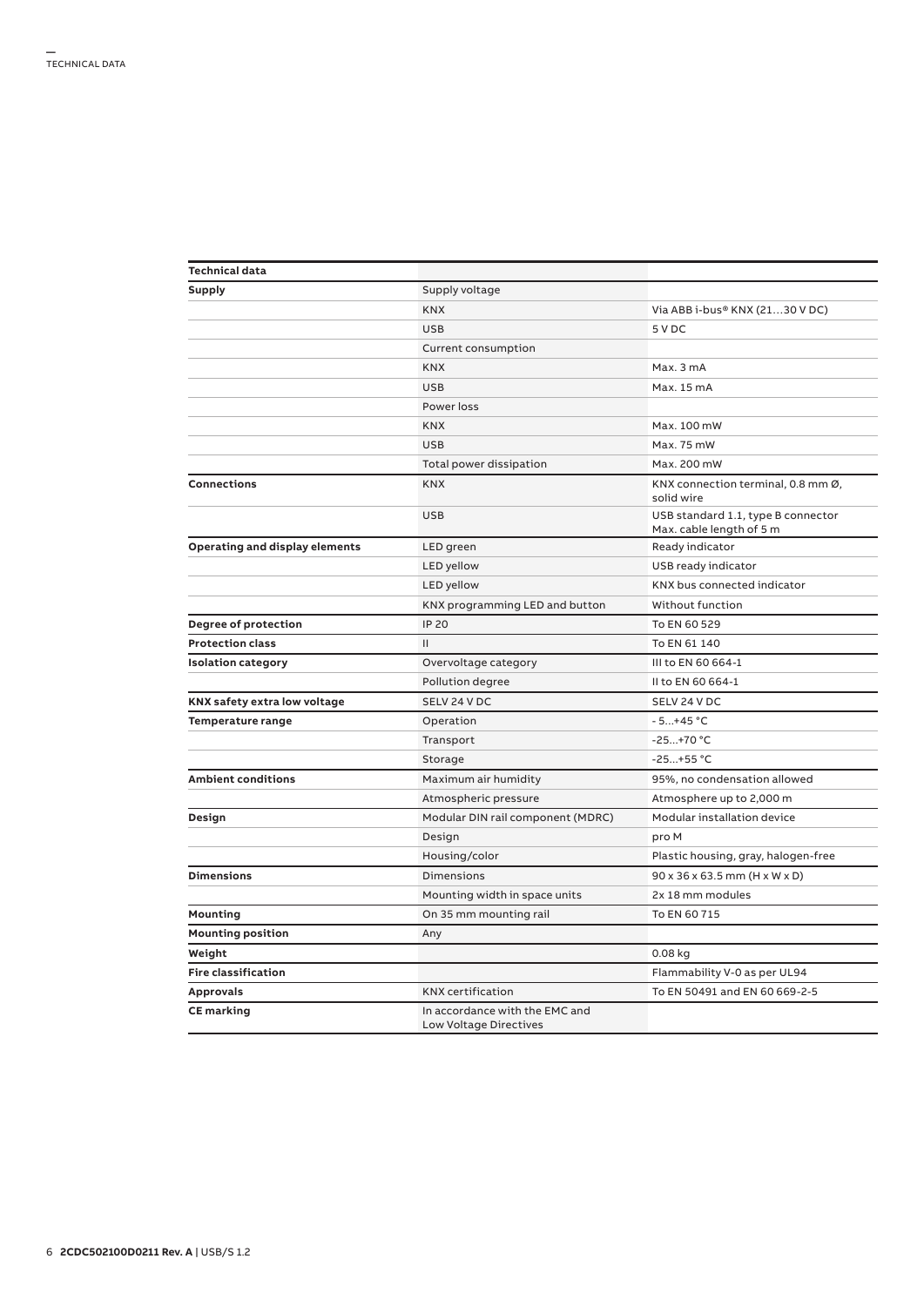| Technical data | | |
|---|---|---|
| **Supply** | Supply voltage | |
| | KNX | Via ABB i-bus® KNX (21…30 V DC) |
| | USB | 5 V DC |
| | Current consumption | |
| | KNX | Max. 3 mA |
| | USB | Max. 15 mA |
| | Power loss | |
| | KNX | Max. 100 mW |
| | USB | Max. 75 mW |
| | Total power dissipation | Max. 200 mW |
| **Connections** | KNX | KNX connection terminal, 0.8 mm Ø, solid wire |
| | USB | USB standard 1.1, type B connector Max. cable length of 5 m |
| **Operating and display elements** | LED green | Ready indicator |
| | LED yellow | USB ready indicator |
| | LED yellow | KNX bus connected indicator |
| | KNX programming LED and button | Without function |
| **Degree of protection** | IP 20 | To EN 60 529 |
| **Protection class** | II | To EN 61 140 |
| **Isolation category** | Overvoltage category | III to EN 60 664-1 |
| | Pollution degree | II to EN 60 664-1 |
| **KNX safety extra low voltage** | SELV 24 V DC | SELV 24 V DC |
| **Temperature range** | Operation | - 5…+45 °C |
| | Transport | -25…+70 °C |
| | Storage | -25…+55 °C |
| **Ambient conditions** | Maximum air humidity | 95%, no condensation allowed |
| | Atmospheric pressure | Atmosphere up to 2,000 m |
| **Design** | Modular DIN rail component (MDRC) | Modular installation device |
| | Design | pro M |
| | Housing/color | Plastic housing, gray, halogen-free |
| **Dimensions** | Dimensions | 90 x 36 x 63.5 mm (H x W x D) |
| | Mounting width in space units | 2x 18 mm modules |
| **Mounting** | On 35 mm mounting rail | To EN 60 715 |
| **Mounting position** | Any | |
| **Weight** | | 0.08 kg |
| **Fire classification** | | Flammability V-0 as per UL94 |
| **Approvals** | KNX certification | To EN 50491 and EN 60 669-2-5 |
| **CE marking** | In accordance with the EMC and Low Voltage Directives | |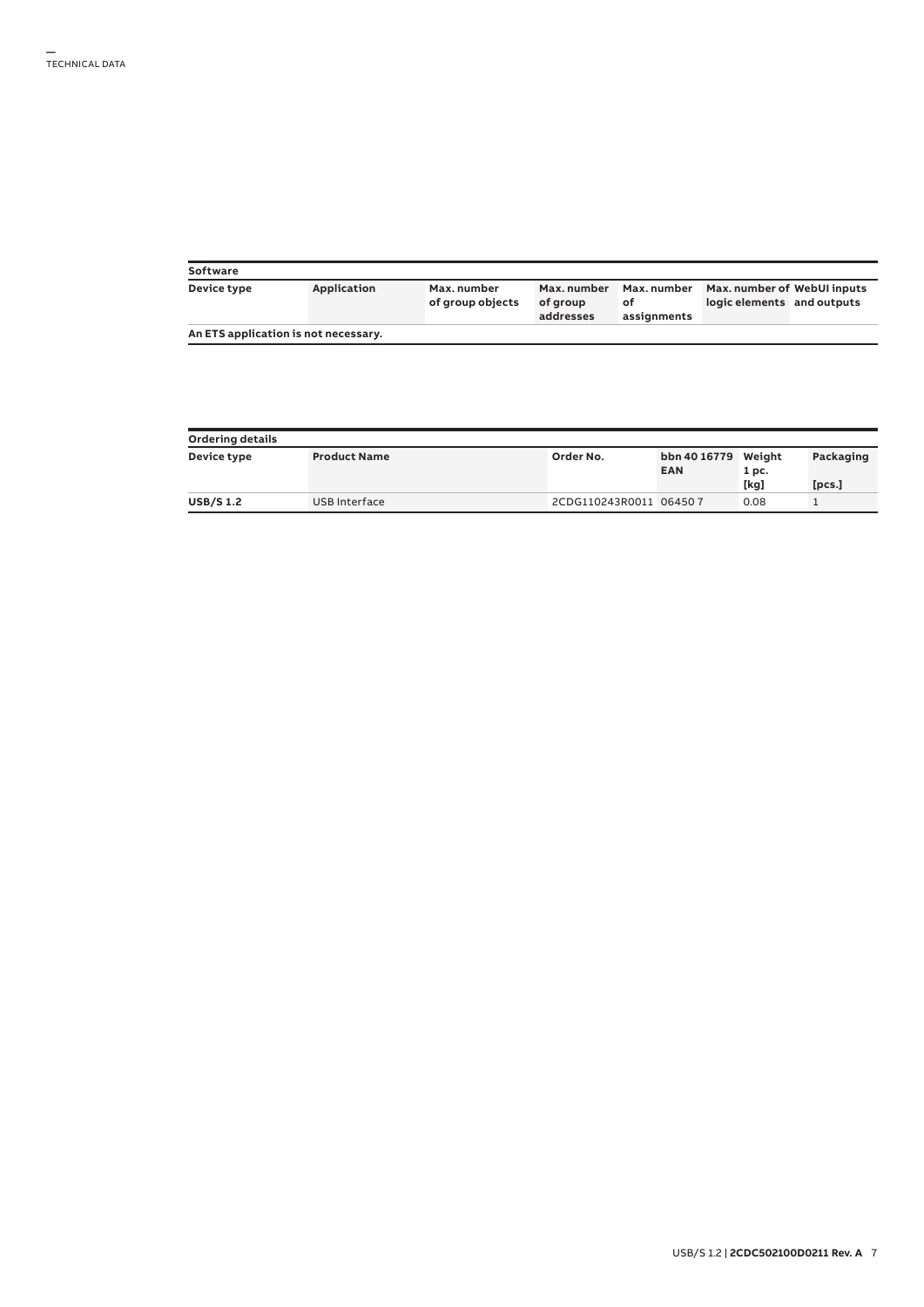## Software

| Device type | Application | Max. number of group objects | Max. number of group addresses | Max. number of assignments | Max. number of logic elements | WebUI inputs and outputs |
|---|---|---|---|---|---|---|
| **An ETS application is not necessary.** | | | | | | |

## Ordering details

| Device type | Product Name | Order No. | bbn 40 16779 EAN | Weight 1 pc. [kg] | Packaging [pcs.] |
|---|---|---|---|---|---|
| **USB/S 1.2** | USB Interface | 2CDG110243R0011 | 06450 7 | 0.08 | 1 |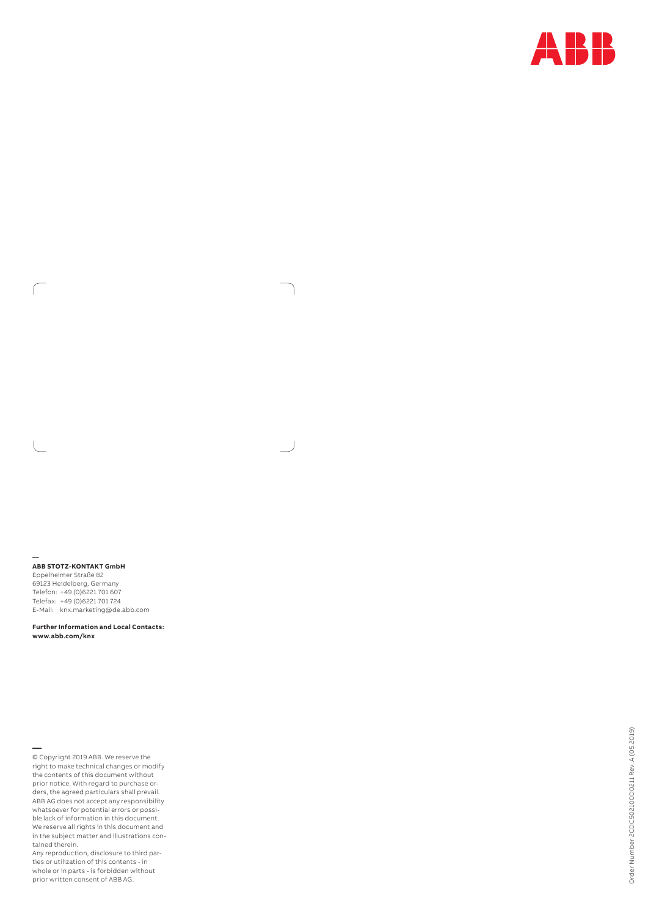—

**ABB STOTZ-KONTAKT GmbH**
Eppelheimer Straße 82
69123 Heidelberg, Germany
Telefon: +49 (0)6221 701 607
Telefax: +49 (0)6221 701 724
E-Mail: knx.marketing@de.abb.com

**Further Information and Local Contacts:**
**www.abb.com/knx**

—

© Copyright 2019 ABB. We reserve the right to make technical changes or modify the contents of this document without prior notice. With regard to purchase orders, the agreed particulars shall prevail. ABB AG does not accept any responsibility whatsoever for potential errors or possible lack of information in this document. We reserve all rights in this document and in the subject matter and illustrations contained therein.
Any reproduction, disclosure to third parties or utilization of this contents - in whole or in parts - is forbidden without prior written consent of ABB AG.

Order Number 2CDC502100D0211 Rev. A (05.2019)